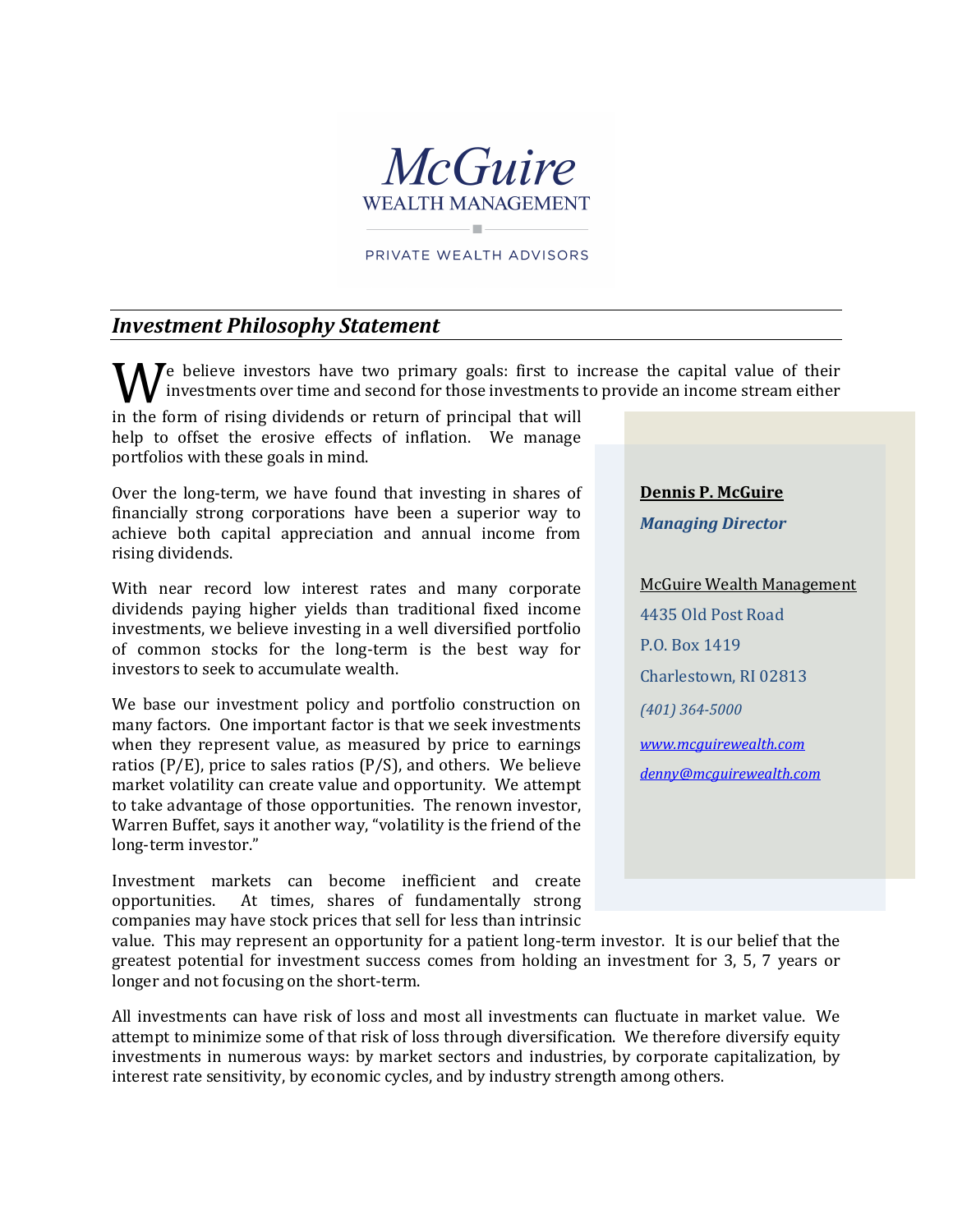# McGuire

WEALTH MANAGEMENT

PRIVATE WEALTH ADVISORS

## *Investment Philosophy Statement*

We believe investors have two primary goals: first to increase the capital value of their investments over time and second for those investments to provide an income stream either in the form of rising dividends or return of principal that will help to offset the erosive effects of inflation. We manage portfolios with these goals in mind.

Over the long-term, we have found that investing in shares of financially strong corporations have been a superior way to achieve both capital appreciation and annual income from rising dividends.

With near record low interest rates and many corporate dividends paying higher yields than traditional fixed income investments, we believe investing in a well diversified portfolio of common stocks for the long-term is the best way for investors to seek to accumulate wealth.

We base our investment policy and portfolio construction on many factors. One important factor is that we seek investments when they represent value, as measured by price to earnings ratios (P/E), price to sales ratios (P/S), and others. We believe market volatility can create value and opportunity. We attempt to take advantage of those opportunities. The renown investor, Warren Buffet, says it another way, "volatility is the friend of the long-term investor."

Investment markets can become inefficient and create opportunities. At times, shares of fundamentally strong companies may have stock prices that sell for less than intrinsic value. This may represent an opportunity for a patient long-term investor. It is our belief that the greatest potential for investment success comes from holding an investment for 3, 5, 7 years or longer and not focusing on the short-term.

All investments can have risk of loss and most all investments can fluctuate in market value. We attempt to minimize some of that risk of loss through diversification. We therefore diversify equity investments in numerous ways: by market sectors and industries, by corporate capitalization, by interest rate sensitivity, by economic cycles, and by industry strength among others.

**Dennis P. McGuire**

***Managing Director***

McGuire Wealth Management
4435 Old Post Road
P.O. Box 1419
Charlestown, RI 02813
*(401) 364-5000*
*www.mcguirewealth.com*
*denny@mcguirewealth.com*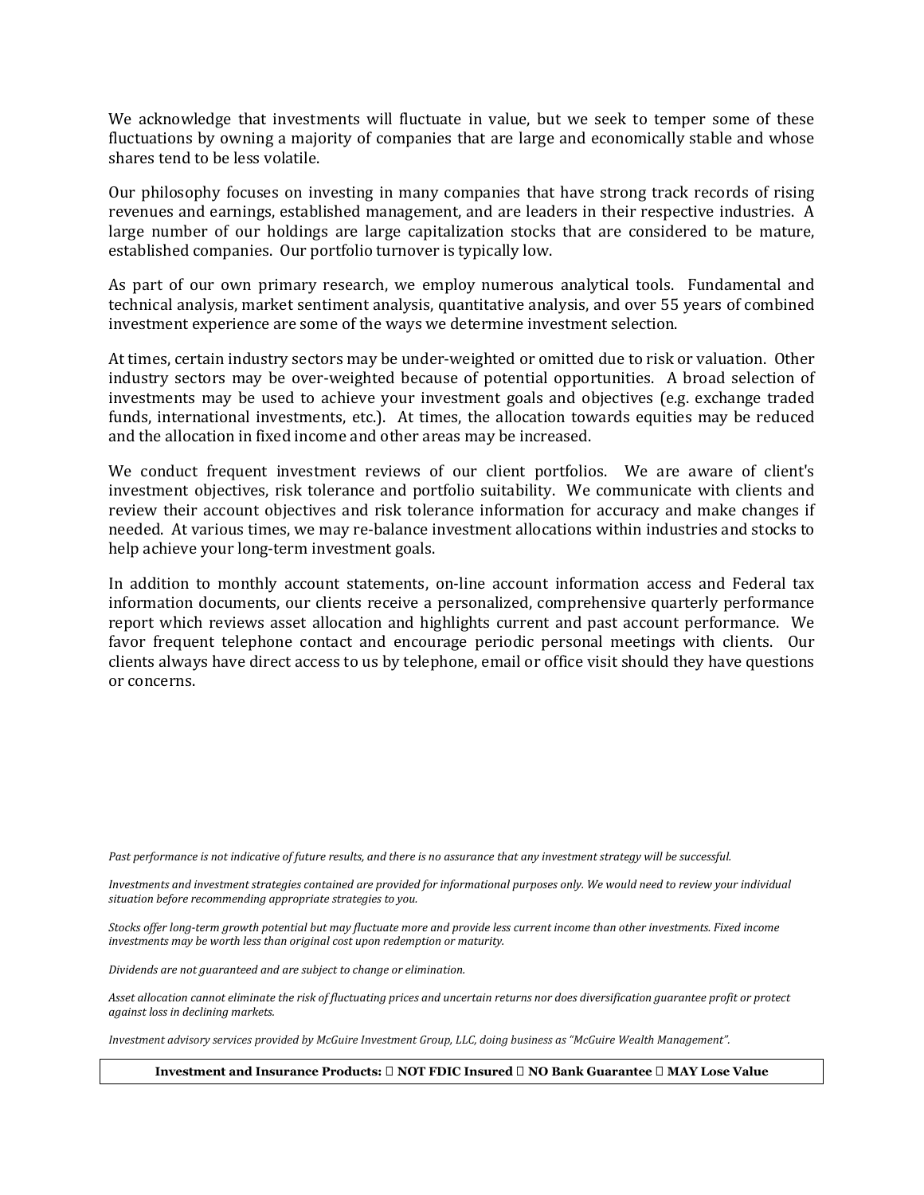We acknowledge that investments will fluctuate in value, but we seek to temper some of these fluctuations by owning a majority of companies that are large and economically stable and whose shares tend to be less volatile.

Our philosophy focuses on investing in many companies that have strong track records of rising revenues and earnings, established management, and are leaders in their respective industries. A large number of our holdings are large capitalization stocks that are considered to be mature, established companies. Our portfolio turnover is typically low.

As part of our own primary research, we employ numerous analytical tools. Fundamental and technical analysis, market sentiment analysis, quantitative analysis, and over 55 years of combined investment experience are some of the ways we determine investment selection.

At times, certain industry sectors may be under-weighted or omitted due to risk or valuation. Other industry sectors may be over-weighted because of potential opportunities. A broad selection of investments may be used to achieve your investment goals and objectives (e.g. exchange traded funds, international investments, etc.). At times, the allocation towards equities may be reduced and the allocation in fixed income and other areas may be increased.

We conduct frequent investment reviews of our client portfolios. We are aware of client's investment objectives, risk tolerance and portfolio suitability. We communicate with clients and review their account objectives and risk tolerance information for accuracy and make changes if needed. At various times, we may re-balance investment allocations within industries and stocks to help achieve your long-term investment goals.

In addition to monthly account statements, on-line account information access and Federal tax information documents, our clients receive a personalized, comprehensive quarterly performance report which reviews asset allocation and highlights current and past account performance. We favor frequent telephone contact and encourage periodic personal meetings with clients. Our clients always have direct access to us by telephone, email or office visit should they have questions or concerns.

*Past performance is not indicative of future results, and there is no assurance that any investment strategy will be successful.*

*Investments and investment strategies contained are provided for informational purposes only. We would need to review your individual situation before recommending appropriate strategies to you.*

*Stocks offer long-term growth potential but may fluctuate more and provide less current income than other investments. Fixed income investments may be worth less than original cost upon redemption or maturity.*

*Dividends are not guaranteed and are subject to change or elimination.*

*Asset allocation cannot eliminate the risk of fluctuating prices and uncertain returns nor does diversification guarantee profit or protect against loss in declining markets.*

*Investment advisory services provided by McGuire Investment Group, LLC, doing business as "McGuire Wealth Management".*

**Investment and Insurance Products:  NOT FDIC Insured  NO Bank Guarantee  MAY Lose Value**